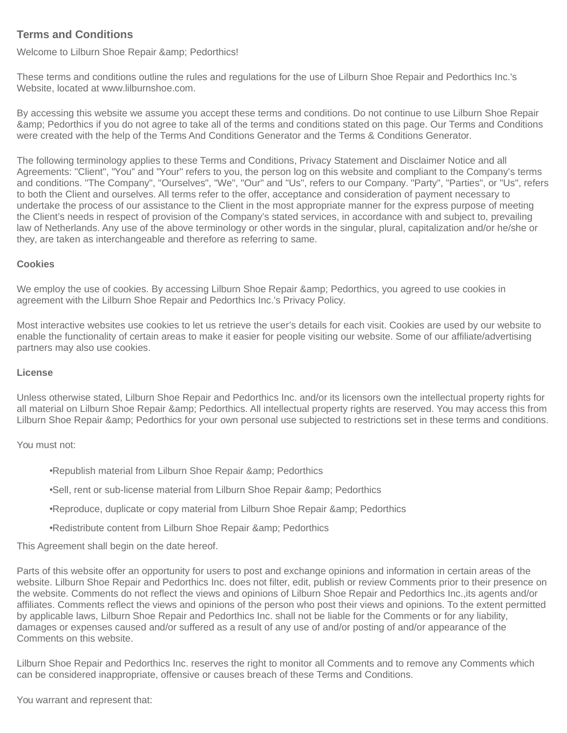## Terms and Conditions

Welcome to Lilburn Shoe Repair &amp; Pedorthics!

These terms and conditions outline the rules and regulations for the use of Lilburn Shoe Repair and Pedorthics Inc.'s Website, located at www.lilburnshoe.com.

By accessing this website we assume you accept these terms and conditions. Do not continue to use Lilburn Shoe Repair &amp; Pedorthics if you do not agree to take all of the terms and conditions stated on this page. Our Terms and Conditions were created with the help of the Terms And Conditions Generator and the Terms & Conditions Generator.

The following terminology applies to these Terms and Conditions, Privacy Statement and Disclaimer Notice and all Agreements: "Client", "You" and "Your" refers to you, the person log on this website and compliant to the Company's terms and conditions. "The Company", "Ourselves", "We", "Our" and "Us", refers to our Company. "Party", "Parties", or "Us", refers to both the Client and ourselves. All terms refer to the offer, acceptance and consideration of payment necessary to undertake the process of our assistance to the Client in the most appropriate manner for the express purpose of meeting the Client's needs in respect of provision of the Company's stated services, in accordance with and subject to, prevailing law of Netherlands. Any use of the above terminology or other words in the singular, plural, capitalization and/or he/she or they, are taken as interchangeable and therefore as referring to same.

### Cookies

We employ the use of cookies. By accessing Lilburn Shoe Repair &amp; Pedorthics, you agreed to use cookies in agreement with the Lilburn Shoe Repair and Pedorthics Inc.'s Privacy Policy.

Most interactive websites use cookies to let us retrieve the user's details for each visit. Cookies are used by our website to enable the functionality of certain areas to make it easier for people visiting our website. Some of our affiliate/advertising partners may also use cookies.

### License

Unless otherwise stated, Lilburn Shoe Repair and Pedorthics Inc. and/or its licensors own the intellectual property rights for all material on Lilburn Shoe Repair &amp; Pedorthics. All intellectual property rights are reserved. You may access this from Lilburn Shoe Repair &amp; Pedorthics for your own personal use subjected to restrictions set in these terms and conditions.

You must not:

- Republish material from Lilburn Shoe Repair &amp; Pedorthics
- Sell, rent or sub-license material from Lilburn Shoe Repair &amp; Pedorthics
- Reproduce, duplicate or copy material from Lilburn Shoe Repair &amp; Pedorthics
- Redistribute content from Lilburn Shoe Repair &amp; Pedorthics

This Agreement shall begin on the date hereof.

Parts of this website offer an opportunity for users to post and exchange opinions and information in certain areas of the website. Lilburn Shoe Repair and Pedorthics Inc. does not filter, edit, publish or review Comments prior to their presence on the website. Comments do not reflect the views and opinions of Lilburn Shoe Repair and Pedorthics Inc.,its agents and/or affiliates. Comments reflect the views and opinions of the person who post their views and opinions. To the extent permitted by applicable laws, Lilburn Shoe Repair and Pedorthics Inc. shall not be liable for the Comments or for any liability, damages or expenses caused and/or suffered as a result of any use of and/or posting of and/or appearance of the Comments on this website.

Lilburn Shoe Repair and Pedorthics Inc. reserves the right to monitor all Comments and to remove any Comments which can be considered inappropriate, offensive or causes breach of these Terms and Conditions.

You warrant and represent that: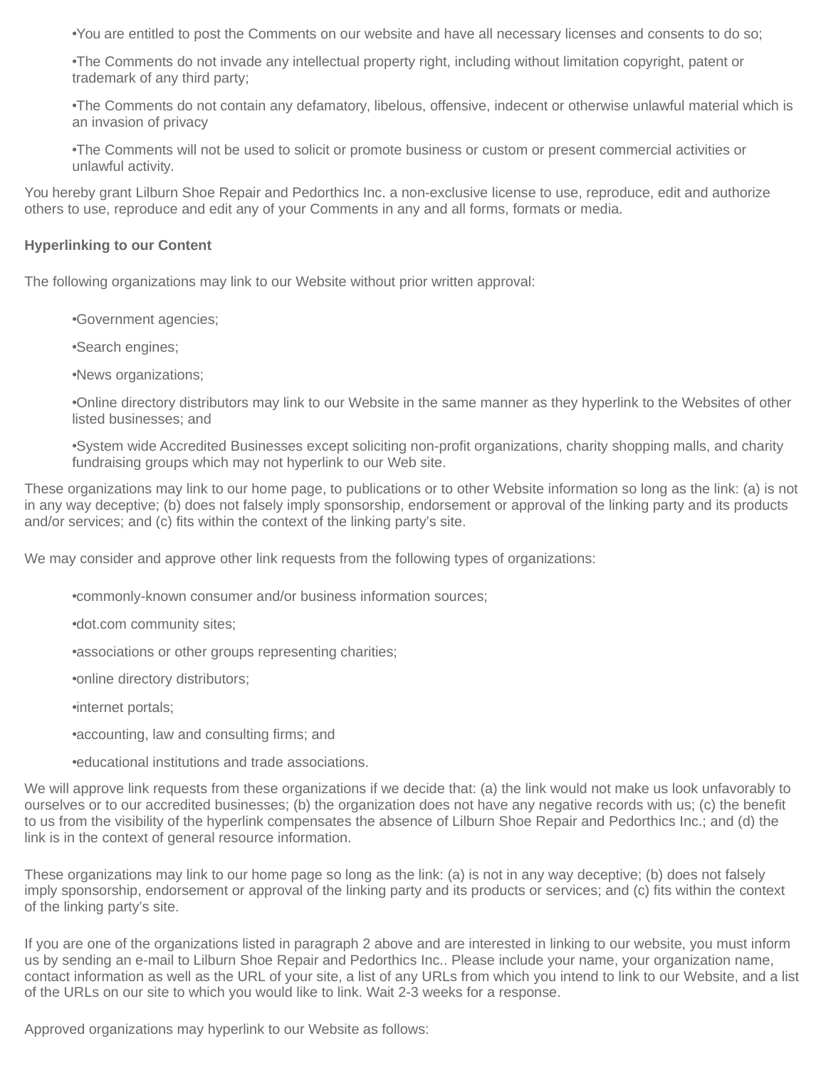- You are entitled to post the Comments on our website and have all necessary licenses and consents to do so;
- The Comments do not invade any intellectual property right, including without limitation copyright, patent or trademark of any third party;
- The Comments do not contain any defamatory, libelous, offensive, indecent or otherwise unlawful material which is an invasion of privacy
- The Comments will not be used to solicit or promote business or custom or present commercial activities or unlawful activity.

You hereby grant Lilburn Shoe Repair and Pedorthics Inc. a non-exclusive license to use, reproduce, edit and authorize others to use, reproduce and edit any of your Comments in any and all forms, formats or media.

**Hyperlinking to our Content**

The following organizations may link to our Website without prior written approval:

- Government agencies;
- Search engines;
- News organizations;
- Online directory distributors may link to our Website in the same manner as they hyperlink to the Websites of other listed businesses; and
- System wide Accredited Businesses except soliciting non-profit organizations, charity shopping malls, and charity fundraising groups which may not hyperlink to our Web site.

These organizations may link to our home page, to publications or to other Website information so long as the link: (a) is not in any way deceptive; (b) does not falsely imply sponsorship, endorsement or approval of the linking party and its products and/or services; and (c) fits within the context of the linking party's site.

We may consider and approve other link requests from the following types of organizations:

- commonly-known consumer and/or business information sources;
- dot.com community sites;
- associations or other groups representing charities;
- online directory distributors;
- internet portals;
- accounting, law and consulting firms; and
- educational institutions and trade associations.

We will approve link requests from these organizations if we decide that: (a) the link would not make us look unfavorably to ourselves or to our accredited businesses; (b) the organization does not have any negative records with us; (c) the benefit to us from the visibility of the hyperlink compensates the absence of Lilburn Shoe Repair and Pedorthics Inc.; and (d) the link is in the context of general resource information.

These organizations may link to our home page so long as the link: (a) is not in any way deceptive; (b) does not falsely imply sponsorship, endorsement or approval of the linking party and its products or services; and (c) fits within the context of the linking party's site.

If you are one of the organizations listed in paragraph 2 above and are interested in linking to our website, you must inform us by sending an e-mail to Lilburn Shoe Repair and Pedorthics Inc.. Please include your name, your organization name, contact information as well as the URL of your site, a list of any URLs from which you intend to link to our Website, and a list of the URLs on our site to which you would like to link. Wait 2-3 weeks for a response.

Approved organizations may hyperlink to our Website as follows: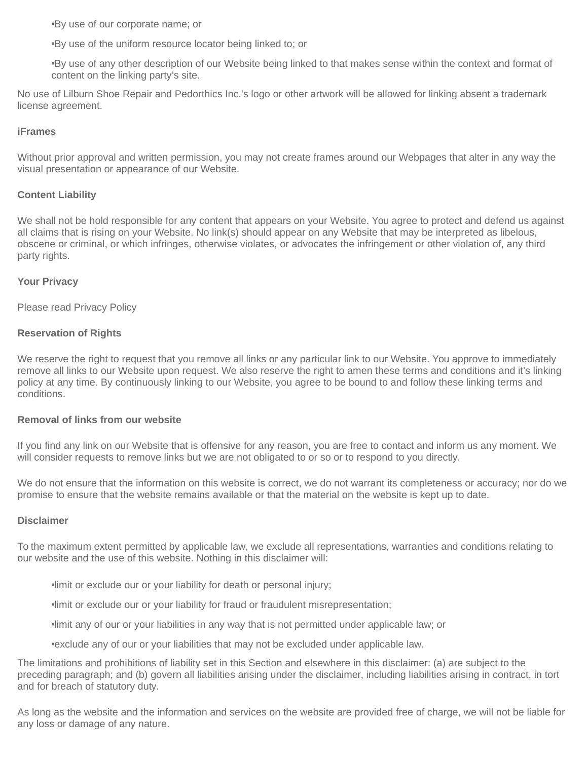•By use of our corporate name; or

•By use of the uniform resource locator being linked to; or

•By use of any other description of our Website being linked to that makes sense within the context and format of content on the linking party's site.

No use of Lilburn Shoe Repair and Pedorthics Inc.'s logo or other artwork will be allowed for linking absent a trademark license agreement.

**iFrames**

Without prior approval and written permission, you may not create frames around our Webpages that alter in any way the visual presentation or appearance of our Website.

**Content Liability**

We shall not be hold responsible for any content that appears on your Website. You agree to protect and defend us against all claims that is rising on your Website. No link(s) should appear on any Website that may be interpreted as libelous, obscene or criminal, or which infringes, otherwise violates, or advocates the infringement or other violation of, any third party rights.

**Your Privacy**

Please read Privacy Policy

**Reservation of Rights**

We reserve the right to request that you remove all links or any particular link to our Website. You approve to immediately remove all links to our Website upon request. We also reserve the right to amen these terms and conditions and it's linking policy at any time. By continuously linking to our Website, you agree to be bound to and follow these linking terms and conditions.

**Removal of links from our website**

If you find any link on our Website that is offensive for any reason, you are free to contact and inform us any moment. We will consider requests to remove links but we are not obligated to or so or to respond to you directly.

We do not ensure that the information on this website is correct, we do not warrant its completeness or accuracy; nor do we promise to ensure that the website remains available or that the material on the website is kept up to date.

**Disclaimer**

To the maximum extent permitted by applicable law, we exclude all representations, warranties and conditions relating to our website and the use of this website. Nothing in this disclaimer will:

•limit or exclude our or your liability for death or personal injury;

•limit or exclude our or your liability for fraud or fraudulent misrepresentation;

•limit any of our or your liabilities in any way that is not permitted under applicable law; or

•exclude any of our or your liabilities that may not be excluded under applicable law.

The limitations and prohibitions of liability set in this Section and elsewhere in this disclaimer: (a) are subject to the preceding paragraph; and (b) govern all liabilities arising under the disclaimer, including liabilities arising in contract, in tort and for breach of statutory duty.

As long as the website and the information and services on the website are provided free of charge, we will not be liable for any loss or damage of any nature.